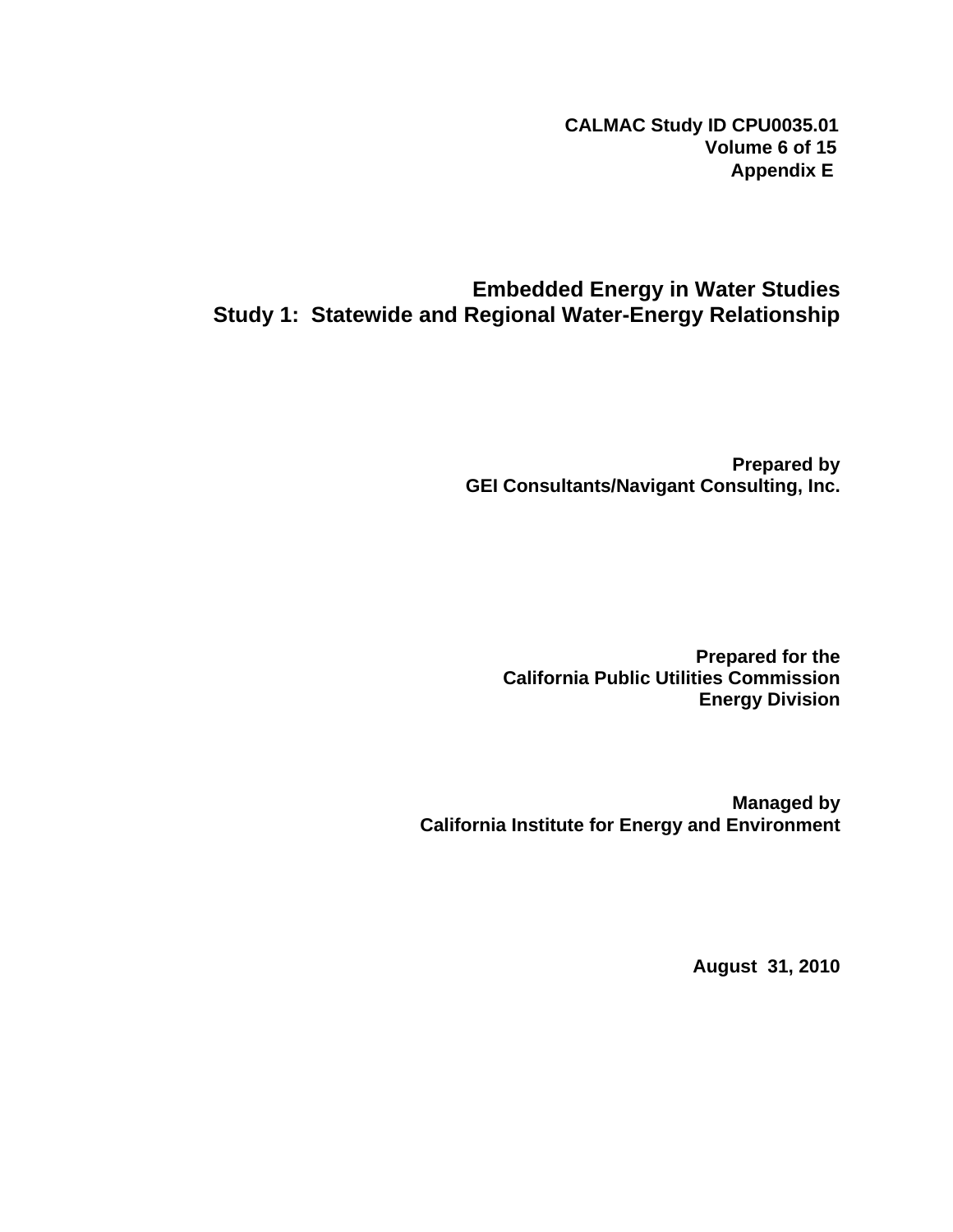**CALMAC Study ID CPU0035.01**
**Volume 6 of 15**
**Appendix E**

# Embedded Energy in Water Studies
# Study 1: Statewide and Regional Water-Energy Relationship

**Prepared by**
**GEI Consultants/Navigant Consulting, Inc.**

**Prepared for the**
**California Public Utilities Commission**
**Energy Division**

**Managed by**
**California Institute for Energy and Environment**

**August 31, 2010**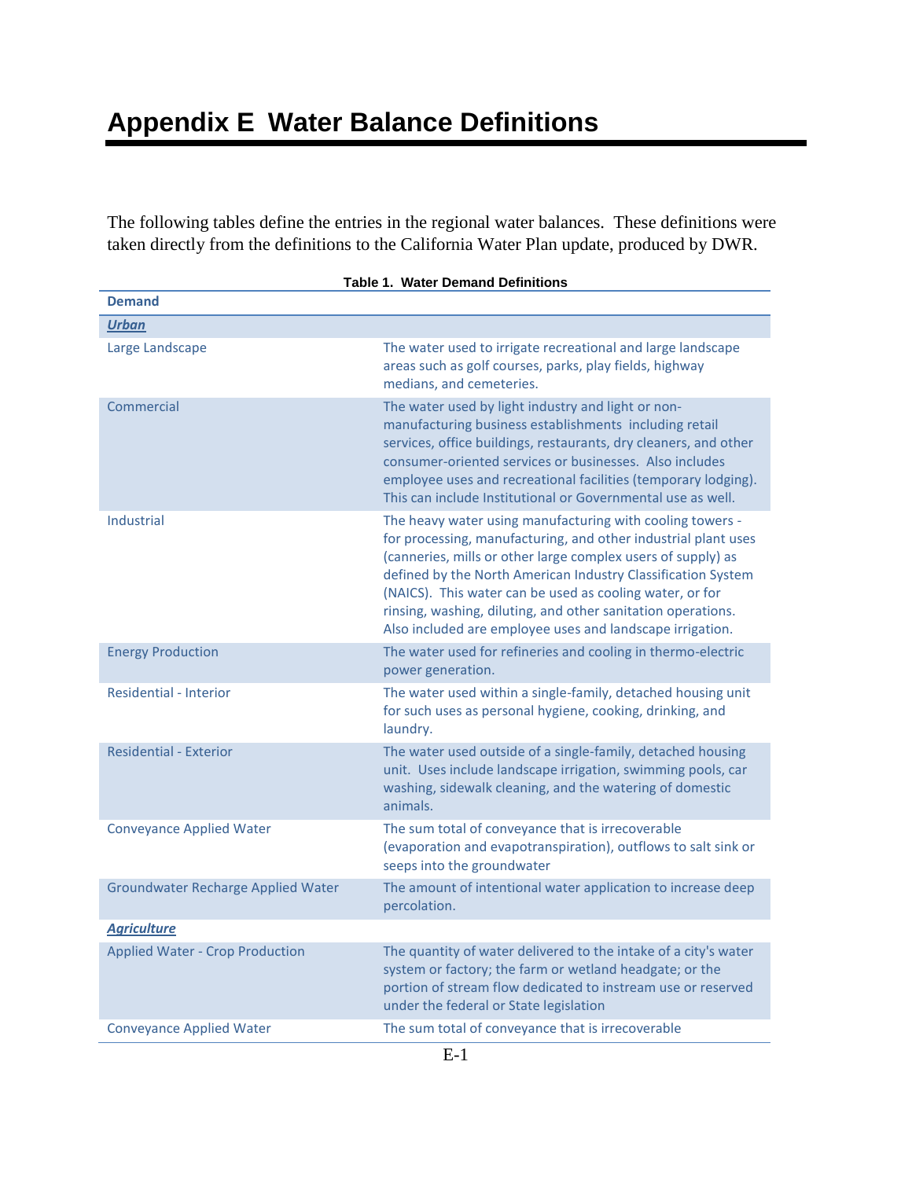# Appendix E  Water Balance Definitions

The following tables define the entries in the regional water balances.  These definitions were taken directly from the definitions to the California Water Plan update, produced by DWR.

**Table 1.  Water Demand Definitions**

| Demand | |
|---|---|
| ***Urban*** | |
| Large Landscape | The water used to irrigate recreational and large landscape areas such as golf courses, parks, play fields, highway medians, and cemeteries. |
| Commercial | The water used by light industry and light or non-manufacturing business establishments  including retail services, office buildings, restaurants, dry cleaners, and other consumer-oriented services or businesses.  Also includes employee uses and recreational facilities (temporary lodging).  This can include Institutional or Governmental use as well. |
| Industrial | The heavy water using manufacturing with cooling towers - for processing, manufacturing, and other industrial plant uses (canneries, mills or other large complex users of supply) as defined by the North American Industry Classification System (NAICS).  This water can be used as cooling water, or for rinsing, washing, diluting, and other sanitation operations.  Also included are employee uses and landscape irrigation. |
| Energy Production | The water used for refineries and cooling in thermo-electric power generation. |
| Residential - Interior | The water used within a single-family, detached housing unit for such uses as personal hygiene, cooking, drinking, and laundry. |
| Residential - Exterior | The water used outside of a single-family, detached housing unit.  Uses include landscape irrigation, swimming pools, car washing, sidewalk cleaning, and the watering of domestic animals. |
| Conveyance Applied Water | The sum total of conveyance that is irrecoverable (evaporation and evapotranspiration), outflows to salt sink or seeps into the groundwater |
| Groundwater Recharge Applied Water | The amount of intentional water application to increase deep percolation. |
| ***Agriculture*** | |
| Applied Water - Crop Production | The quantity of water delivered to the intake of a city's water system or factory; the farm or wetland headgate; or the portion of stream flow dedicated to instream use or reserved under the federal or State legislation |
| Conveyance Applied Water | The sum total of conveyance that is irrecoverable |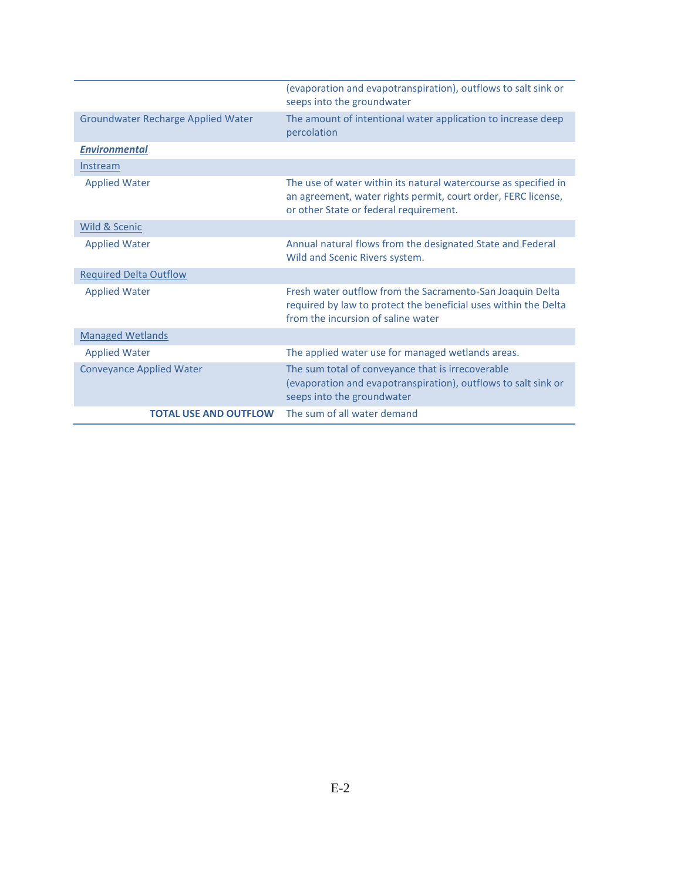| | |
|---|---|
| | (evaporation and evapotranspiration), outflows to salt sink or seeps into the groundwater |
| Groundwater Recharge Applied Water | The amount of intentional water application to increase deep percolation |
| ***Environmental*** | |
| Instream | |
| Applied Water | The use of water within its natural watercourse as specified in an agreement, water rights permit, court order, FERC license, or other State or federal requirement. |
| Wild & Scenic | |
| Applied Water | Annual natural flows from the designated State and Federal Wild and Scenic Rivers system. |
| Required Delta Outflow | |
| Applied Water | Fresh water outflow from the Sacramento-San Joaquin Delta required by law to protect the beneficial uses within the Delta from the incursion of saline water |
| Managed Wetlands | |
| Applied Water | The applied water use for managed wetlands areas. |
| Conveyance Applied Water | The sum total of conveyance that is irrecoverable (evaporation and evapotranspiration), outflows to salt sink or seeps into the groundwater |
| **TOTAL USE AND OUTFLOW** | The sum of all water demand |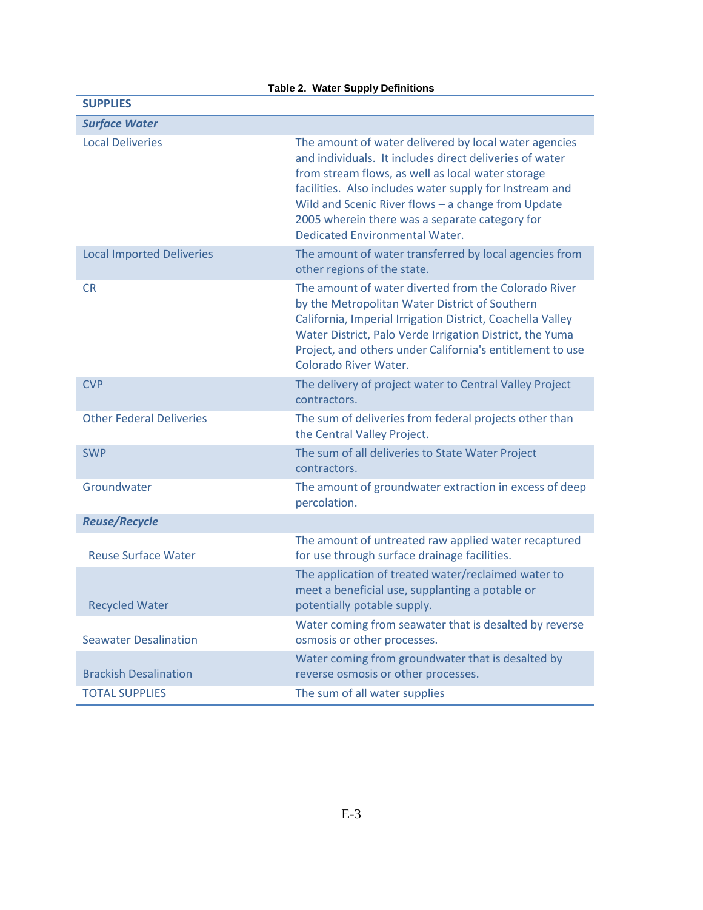**Table 2. Water Supply Definitions**

| SUPPLIES | |
|---|---|
| ***Surface Water*** | |
| Local Deliveries | The amount of water delivered by local water agencies and individuals. It includes direct deliveries of water from stream flows, as well as local water storage facilities. Also includes water supply for Instream and Wild and Scenic River flows – a change from Update 2005 wherein there was a separate category for Dedicated Environmental Water. |
| Local Imported Deliveries | The amount of water transferred by local agencies from other regions of the state. |
| CR | The amount of water diverted from the Colorado River by the Metropolitan Water District of Southern California, Imperial Irrigation District, Coachella Valley Water District, Palo Verde Irrigation District, the Yuma Project, and others under California's entitlement to use Colorado River Water. |
| CVP | The delivery of project water to Central Valley Project contractors. |
| Other Federal Deliveries | The sum of deliveries from federal projects other than the Central Valley Project. |
| SWP | The sum of all deliveries to State Water Project contractors. |
| Groundwater | The amount of groundwater extraction in excess of deep percolation. |
| ***Reuse/Recycle*** | |
| Reuse Surface Water | The amount of untreated raw applied water recaptured for use through surface drainage facilities. |
| Recycled Water | The application of treated water/reclaimed water to meet a beneficial use, supplanting a potable or potentially potable supply. |
| Seawater Desalination | Water coming from seawater that is desalted by reverse osmosis or other processes. |
| Brackish Desalination | Water coming from groundwater that is desalted by reverse osmosis or other processes. |
| TOTAL SUPPLIES | The sum of all water supplies |